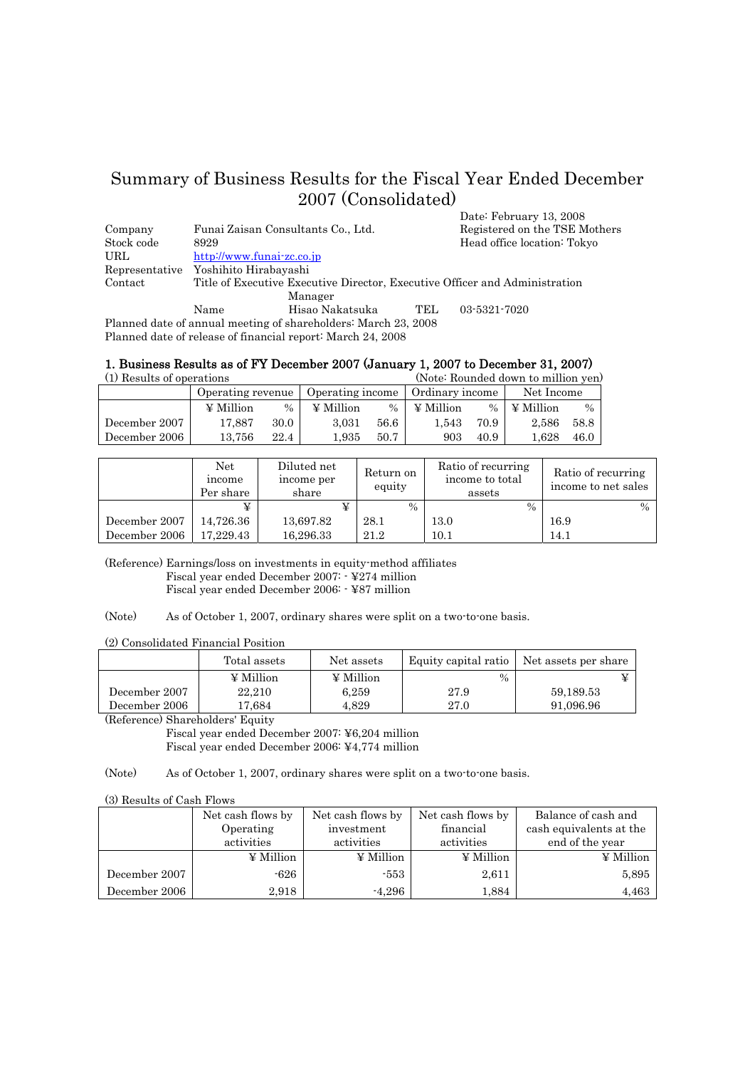# Summary of Business Results for the Fiscal Year Ended December 2007 (Consolidated)

Date: February 13, 2008

| | | |
|---|---|---|
| Company | Funai Zaisan Consultants Co., Ltd. | Registered on the TSE Mothers |
| Stock code | 8929 | Head office location: Tokyo |
| URL | http://www.funai-zc.co.jp | |
| Representative | Yoshihito Hirabayashi | |
| Contact | Title of Executive Executive Director, Executive Officer and Administration Manager | |
| | Name Hisao Nakatsuka | TEL 03-5321-7020 |

Planned date of annual meeting of shareholders: March 23, 2008

Planned date of release of financial report: March 24, 2008

## 1. Business Results as of FY December 2007 (January 1, 2007 to December 31, 2007)

(1) Results of operations (Note: Rounded down to million yen)

| | Operating revenue | | Operating income | | Ordinary income | | Net Income | |
|---|---|---|---|---|---|---|---|---|
| | ¥ Million | % | ¥ Million | % | ¥ Million | % | ¥ Million | % |
| December 2007 | 17,887 | 30.0 | 3,031 | 56.6 | 1,543 | 70.9 | 2,586 | 58.8 |
| December 2006 | 13,756 | 22.4 | 1,935 | 50.7 | 903 | 40.9 | 1,628 | 46.0 |

| | Net income Per share | Diluted net income per share | Return on equity | Ratio of recurring income to total assets | Ratio of recurring income to net sales |
|---|---|---|---|---|---|
| | ¥ | ¥ | % | % | % |
| December 2007 | 14,726.36 | 13,697.82 | 28.1 | 13.0 | 16.9 |
| December 2006 | 17,229.43 | 16,296.33 | 21.2 | 10.1 | 14.1 |

(Reference) Earnings/loss on investments in equity-method affiliates

Fiscal year ended December 2007: - ¥274 million

Fiscal year ended December 2006: - ¥87 million

(Note) As of October 1, 2007, ordinary shares were split on a two-to-one basis.

(2) Consolidated Financial Position

| | Total assets | Net assets | Equity capital ratio | Net assets per share |
|---|---|---|---|---|
| | ¥ Million | ¥ Million | % | ¥ |
| December 2007 | 22,210 | 6,259 | 27.9 | 59,189.53 |
| December 2006 | 17,684 | 4,829 | 27.0 | 91,096.96 |

(Reference) Shareholders' Equity

Fiscal year ended December 2007: ¥6,204 million

Fiscal year ended December 2006: ¥4,774 million

(Note) As of October 1, 2007, ordinary shares were split on a two-to-one basis.

(3) Results of Cash Flows

| | Net cash flows by Operating activities | Net cash flows by investment activities | Net cash flows by financial activities | Balance of cash and cash equivalents at the end of the year |
|---|---|---|---|---|
| | ¥ Million | ¥ Million | ¥ Million | ¥ Million |
| December 2007 | -626 | -553 | 2,611 | 5,895 |
| December 2006 | 2,918 | -4,296 | 1,884 | 4,463 |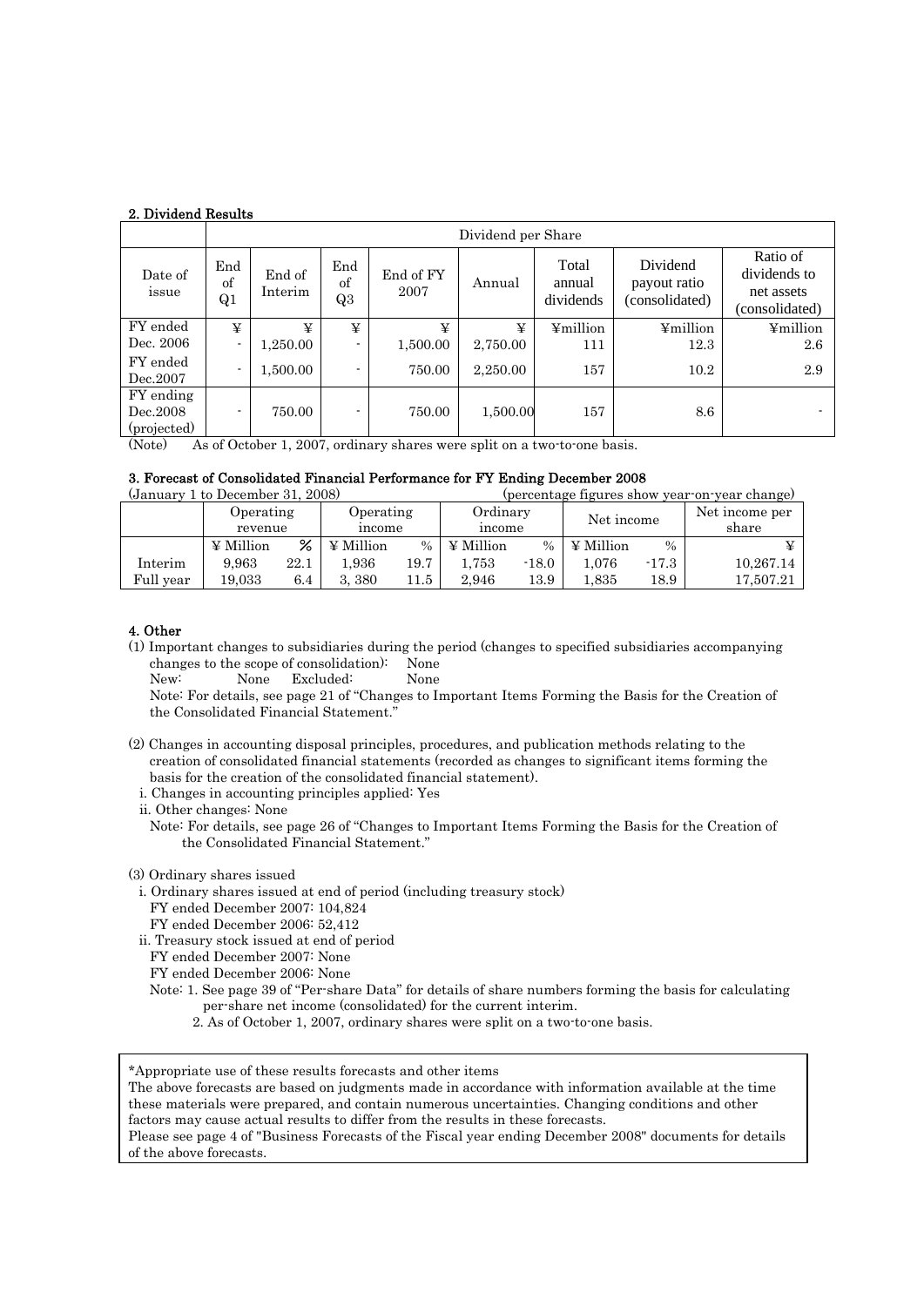## 2. Dividend Results

| | Dividend per Share | | | | | | | |
|---|---|---|---|---|---|---|---|---|
| Date of issue | End of Q1 | End of Interim | End of Q3 | End of FY 2007 | Annual | Total annual dividends | Dividend payout ratio (consolidated) | Ratio of dividends to net assets (consolidated) |
| | ¥ | ¥ | ¥ | ¥ | ¥ | ¥million | ¥million | ¥million |
| FY ended Dec. 2006 | - | 1,250.00 | - | 1,500.00 | 2,750.00 | 111 | 12.3 | 2.6 |
| FY ended Dec.2007 | - | 1,500.00 | - | 750.00 | 2,250.00 | 157 | 10.2 | 2.9 |
| FY ending Dec.2008 (projected) | - | 750.00 | - | 750.00 | 1,500.00 | 157 | 8.6 | - |

(Note) As of October 1, 2007, ordinary shares were split on a two-to-one basis.

## 3. Forecast of Consolidated Financial Performance for FY Ending December 2008

(January 1 to December 31, 2008) (percentage figures show year-on-year change)

| | Operating revenue | | Operating income | | Ordinary income | | Net income | | Net income per share |
|---|---|---|---|---|---|---|---|---|---|
| | ¥ Million | % | ¥ Million | % | ¥ Million | % | ¥ Million | % | ¥ |
| Interim | 9,963 | 22.1 | 1,936 | 19.7 | 1,753 | -18.0 | 1,076 | -17.3 | 10,267.14 |
| Full year | 19,033 | 6.4 | 3, 380 | 11.5 | 2,946 | 13.9 | 1,835 | 18.9 | 17,507.21 |

## 4. Other

(1) Important changes to subsidiaries during the period (changes to specified subsidiaries accompanying changes to the scope of consolidation): None

New: None Excluded: None

Note: For details, see page 21 of "Changes to Important Items Forming the Basis for the Creation of the Consolidated Financial Statement."

(2) Changes in accounting disposal principles, procedures, and publication methods relating to the creation of consolidated financial statements (recorded as changes to significant items forming the basis for the creation of the consolidated financial statement).

i. Changes in accounting principles applied: Yes

ii. Other changes: None

Note: For details, see page 26 of "Changes to Important Items Forming the Basis for the Creation of the Consolidated Financial Statement."

(3) Ordinary shares issued

i. Ordinary shares issued at end of period (including treasury stock)

FY ended December 2007: 104,824

FY ended December 2006: 52,412

ii. Treasury stock issued at end of period

FY ended December 2007: None

FY ended December 2006: None

Note: 1. See page 39 of "Per-share Data" for details of share numbers forming the basis for calculating per-share net income (consolidated) for the current interim.

2. As of October 1, 2007, ordinary shares were split on a two-to-one basis.

*Appropriate use of these results forecasts and other items

The above forecasts are based on judgments made in accordance with information available at the time these materials were prepared, and contain numerous uncertainties. Changing conditions and other factors may cause actual results to differ from the results in these forecasts.

Please see page 4 of "Business Forecasts of the Fiscal year ending December 2008" documents for details of the above forecasts.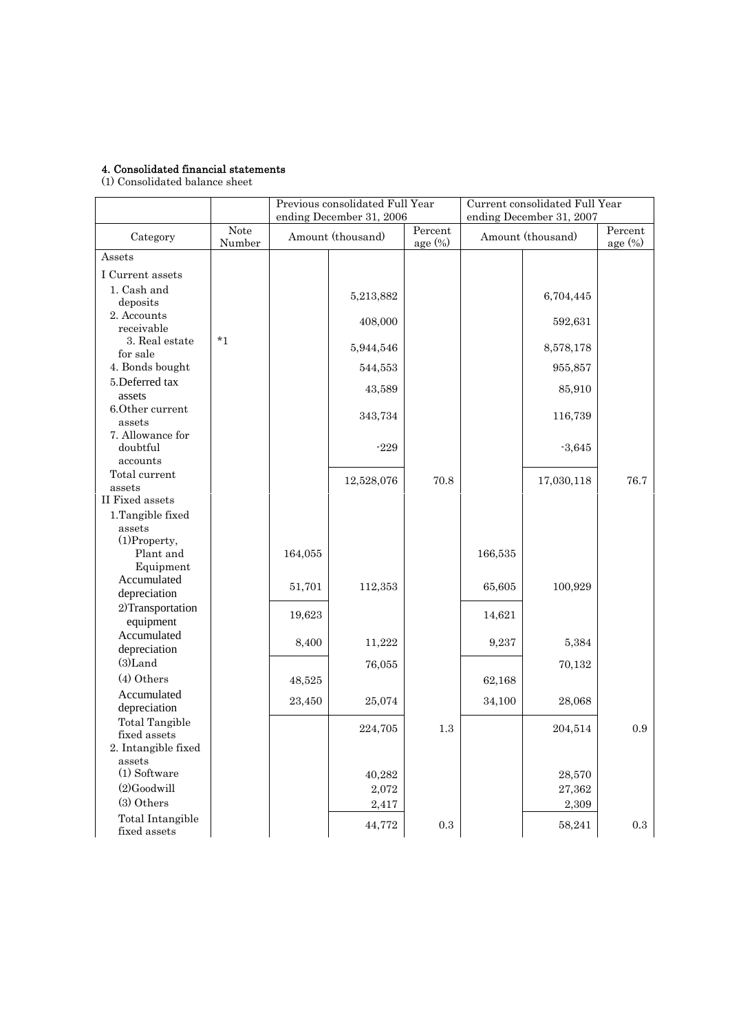#### 4. Consolidated financial statements

(1) Consolidated balance sheet

| Category | Note Number | Previous consolidated Full Year ending December 31, 2006 | | | Current consolidated Full Year ending December 31, 2007 | | |
|---|---|---|---|---|---|---|---|
| | | Amount (thousand) | | Percent age (%) | Amount (thousand) | | Percent age (%) |
| Assets | | | | | | | |
| I Current assets | | | | | | | |
| 1. Cash and deposits | | | 5,213,882 | | | 6,704,445 | |
| 2. Accounts receivable | | | 408,000 | | | 592,631 | |
| 3. Real estate for sale | *1 | | 5,944,546 | | | 8,578,178 | |
| 4. Bonds bought | | | 544,553 | | | 955,857 | |
| 5.Deferred tax assets | | | 43,589 | | | 85,910 | |
| 6.Other current assets | | | 343,734 | | | 116,739 | |
| 7. Allowance for doubtful accounts | | | -229 | | | -3,645 | |
| Total current assets | | | 12,528,076 | 70.8 | | 17,030,118 | 76.7 |
| II Fixed assets | | | | | | | |
| 1.Tangible fixed assets | | | | | | | |
| (1)Property, Plant and Equipment | | 164,055 | | | 166,535 | | |
| Accumulated depreciation | | 51,701 | 112,353 | | 65,605 | 100,929 | |
| 2)Transportation equipment | | 19,623 | | | 14,621 | | |
| Accumulated depreciation | | 8,400 | 11,222 | | 9,237 | 5,384 | |
| (3)Land | | | 76,055 | | | 70,132 | |
| (4) Others | | 48,525 | | | 62,168 | | |
| Accumulated depreciation | | 23,450 | 25,074 | | 34,100 | 28,068 | |
| Total Tangible fixed assets | | | 224,705 | 1.3 | | 204,514 | 0.9 |
| 2. Intangible fixed assets | | | | | | | |
| (1) Software | | | 40,282 | | | 28,570 | |
| (2)Goodwill | | | 2,072 | | | 27,362 | |
| (3) Others | | | 2,417 | | | 2,309 | |
| Total Intangible fixed assets | | | 44,772 | 0.3 | | 58,241 | 0.3 |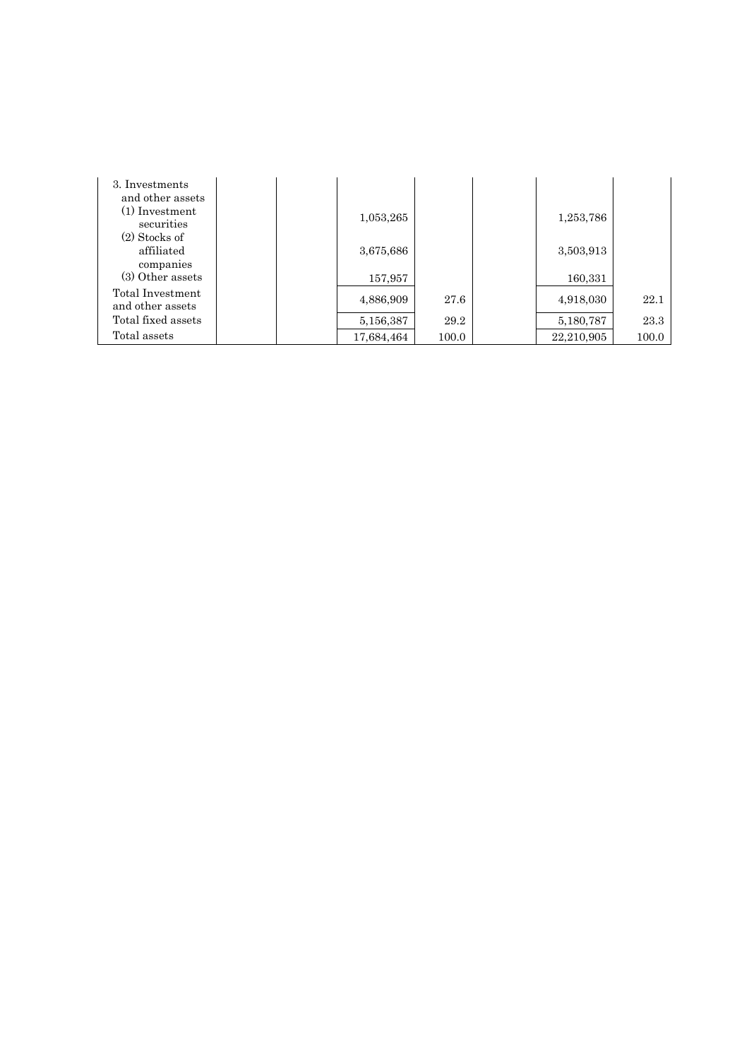| | | | | | | |
|---|---|---|---|---|---|---|
| 3. Investments and other assets | | | | | | |
| (1) Investment securities | | | 1,053,265 | | | 1,253,786 | |
| (2) Stocks of affiliated companies | | | 3,675,686 | | | 3,503,913 | |
| (3) Other assets | | | 157,957 | | | 160,331 | |
| Total Investment and other assets | | | 4,886,909 | 27.6 | | 4,918,030 | 22.1 |
| Total fixed assets | | | 5,156,387 | 29.2 | | 5,180,787 | 23.3 |
| Total assets | | | 17,684,464 | 100.0 | | 22,210,905 | 100.0 |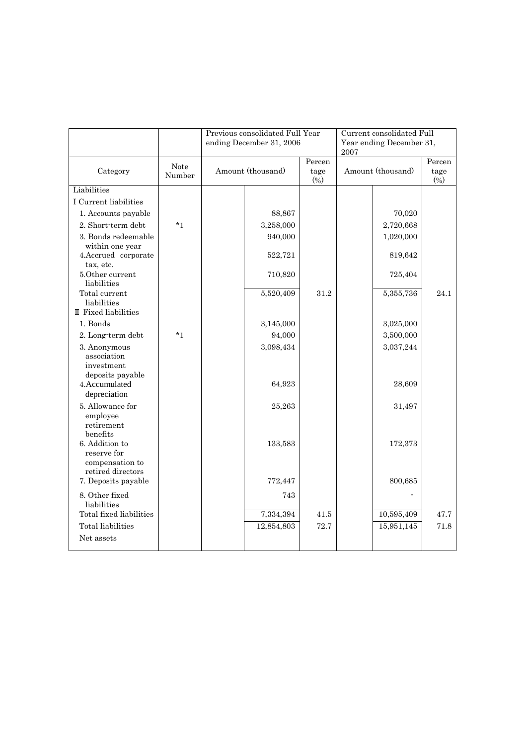| Category | Note Number | Previous consolidated Full Year ending December 31, 2006 | | | Current consolidated Full Year ending December 31, 2007 | | |
|---|---|---|---|---|---|---|---|
| | | Amount (thousand) | | Percentage (%) | Amount (thousand) | | Percentage (%) |
| Liabilities | | | | | | | |
| I Current liabilities | | | | | | | |
| 1. Accounts payable | | | 88,867 | | | 70,020 | |
| 2. Short-term debt | *1 | | 3,258,000 | | | 2,720,668 | |
| 3. Bonds redeemable within one year | | | 940,000 | | | 1,020,000 | |
| 4.Accrued corporate tax, etc. | | | 522,721 | | | 819,642 | |
| 5.Other current liabilities | | | 710,820 | | | 725,404 | |
| Total current liabilities | | | 5,520,409 | 31.2 | | 5,355,736 | 24.1 |
| Ⅱ Fixed liabilities | | | | | | | |
| 1. Bonds | | | 3,145,000 | | | 3,025,000 | |
| 2. Long-term debt | *1 | | 94,000 | | | 3,500,000 | |
| 3. Anonymous association investment deposits payable | | | 3,098,434 | | | 3,037,244 | |
| 4.Accumulated depreciation | | | 64,923 | | | 28,609 | |
| 5. Allowance for employee retirement benefits | | | 25,263 | | | 31,497 | |
| 6. Addition to reserve for compensation to retired directors | | | 133,583 | | | 172,373 | |
| 7. Deposits payable | | | 772,447 | | | 800,685 | |
| 8. Other fixed liabilities | | | 743 | | | - | |
| Total fixed liabilities | | | 7,334,394 | 41.5 | | 10,595,409 | 47.7 |
| Total liabilities | | | 12,854,803 | 72.7 | | 15,951,145 | 71.8 |
| Net assets | | | | | | | |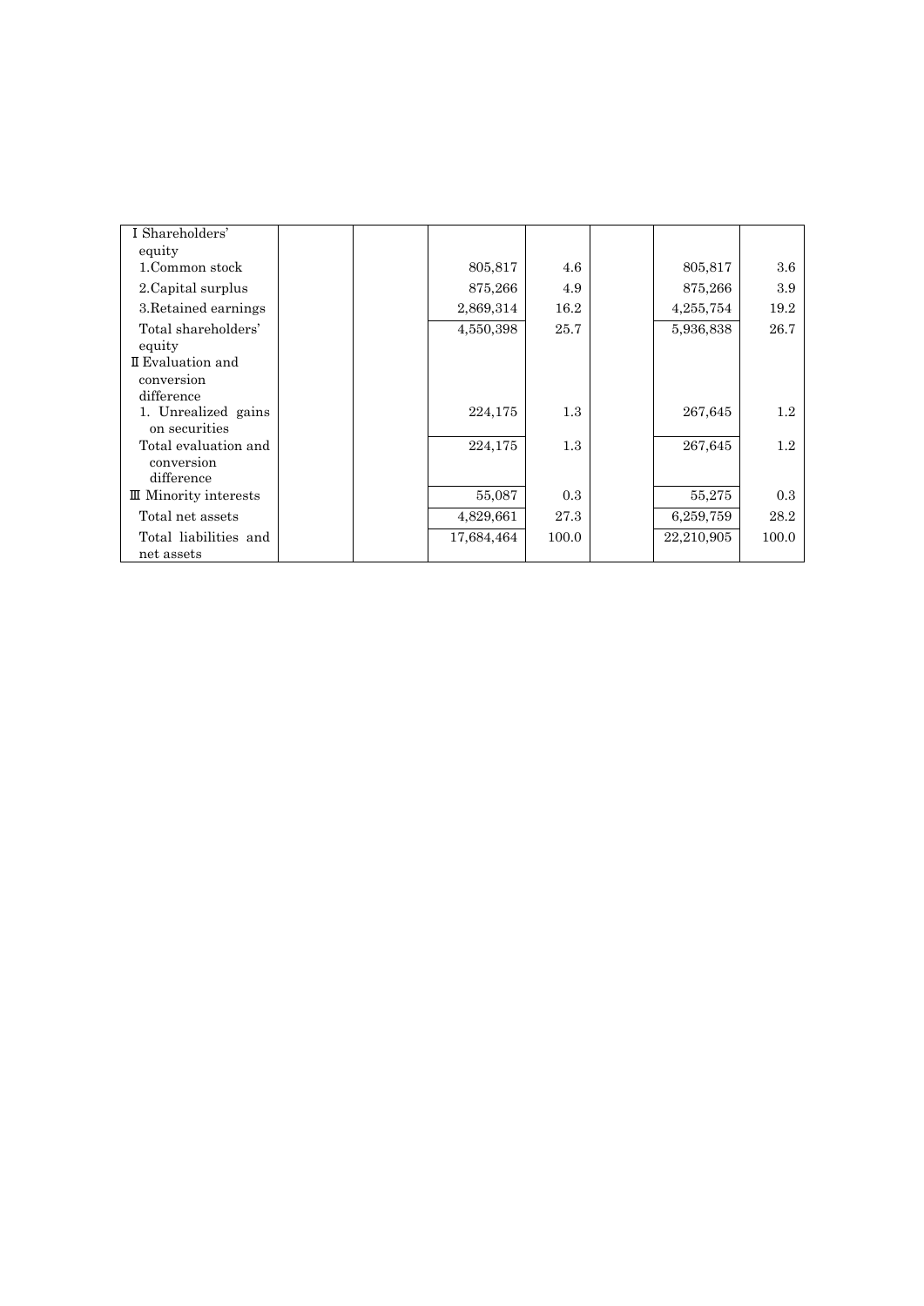| | | | | | | | |
|---|---|---|---|---|---|---|---|
| I Shareholders' equity | | | | | | | |
| 1.Common stock | | | 805,817 | 4.6 | | 805,817 | 3.6 |
| 2.Capital surplus | | | 875,266 | 4.9 | | 875,266 | 3.9 |
| 3.Retained earnings | | | 2,869,314 | 16.2 | | 4,255,754 | 19.2 |
| Total shareholders' equity | | | 4,550,398 | 25.7 | | 5,936,838 | 26.7 |
| II Evaluation and conversion difference | | | | | | | |
| 1. Unrealized gains on securities | | | 224,175 | 1.3 | | 267,645 | 1.2 |
| Total evaluation and conversion difference | | | 224,175 | 1.3 | | 267,645 | 1.2 |
| III Minority interests | | | 55,087 | 0.3 | | 55,275 | 0.3 |
| Total net assets | | | 4,829,661 | 27.3 | | 6,259,759 | 28.2 |
| Total liabilities and net assets | | | 17,684,464 | 100.0 | | 22,210,905 | 100.0 |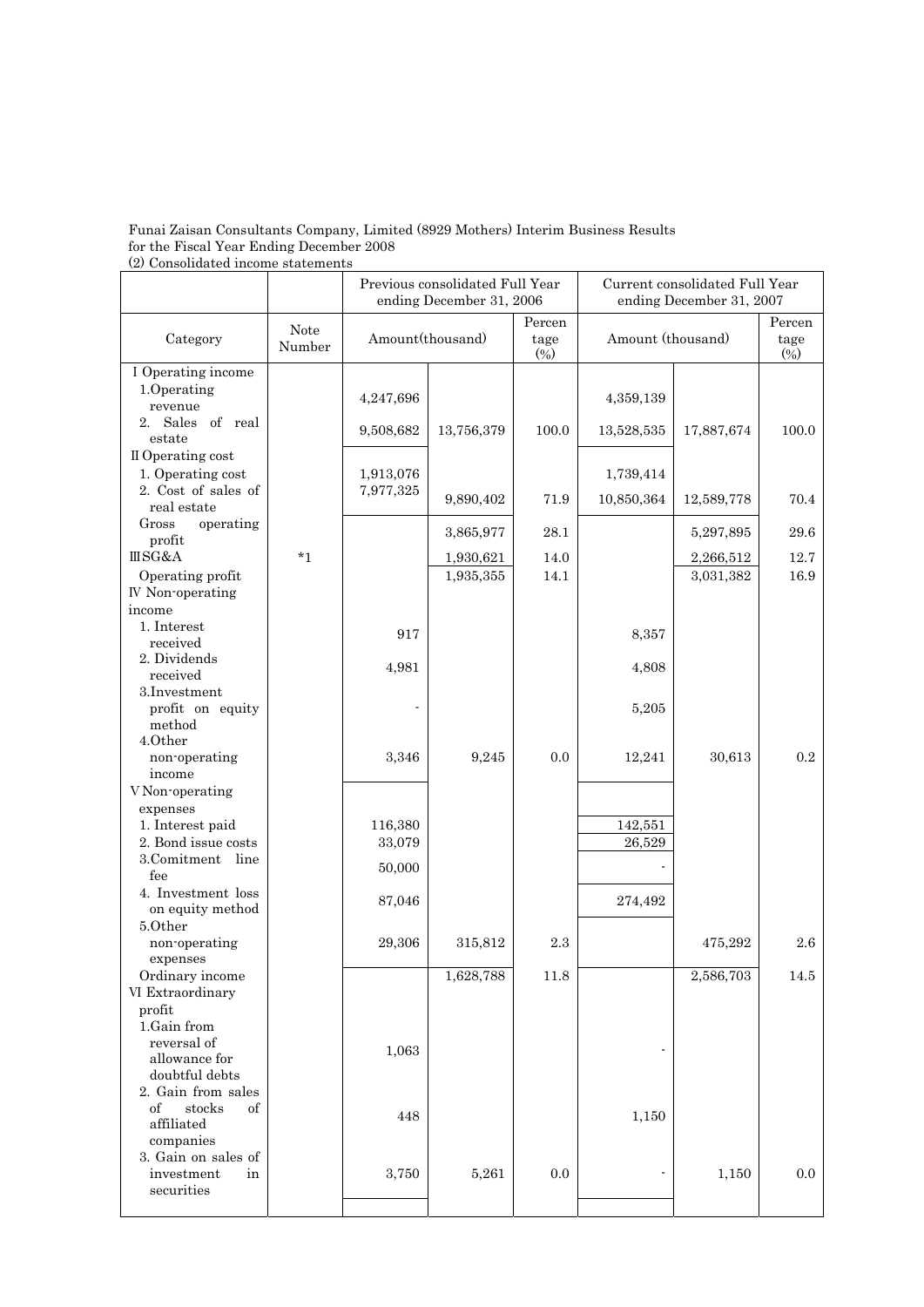Funai Zaisan Consultants Company, Limited (8929 Mothers) Interim Business Results
for the Fiscal Year Ending December 2008
(2) Consolidated income statements

| Category | Note Number | Previous consolidated Full Year ending December 31, 2006 | | | Current consolidated Full Year ending December 31, 2007 | | |
|---|---|---|---|---|---|---|---|
| | | Amount(thousand) | | Percentage (%) | Amount (thousand) | | Percentage (%) |
| I Operating income | | | | | | | |
| 1.Operating revenue | | 4,247,696 | | | 4,359,139 | | |
| 2. Sales of real estate | | 9,508,682 | 13,756,379 | 100.0 | 13,528,535 | 17,887,674 | 100.0 |
| II Operating cost | | | | | | | |
| 1. Operating cost | | 1,913,076 | | | 1,739,414 | | |
| 2. Cost of sales of real estate | | 7,977,325 | 9,890,402 | 71.9 | 10,850,364 | 12,589,778 | 70.4 |
| Gross operating profit | | | 3,865,977 | 28.1 | | 5,297,895 | 29.6 |
| III SG&A | *1 | | 1,930,621 | 14.0 | | 2,266,512 | 12.7 |
| Operating profit | | | 1,935,355 | 14.1 | | 3,031,382 | 16.9 |
| IV Non-operating income | | | | | | | |
| 1. Interest received | | 917 | | | 8,357 | | |
| 2. Dividends received | | 4,981 | | | 4,808 | | |
| 3.Investment profit on equity method | | - | | | 5,205 | | |
| 4.Other non-operating income | | 3,346 | 9,245 | 0.0 | 12,241 | 30,613 | 0.2 |
| V Non-operating expenses | | | | | | | |
| 1. Interest paid | | 116,380 | | | 142,551 | | |
| 2. Bond issue costs | | 33,079 | | | 26,529 | | |
| 3.Comitment line fee | | 50,000 | | | - | | |
| 4. Investment loss on equity method | | 87,046 | | | 274,492 | | |
| 5.Other non-operating expenses | | 29,306 | 315,812 | 2.3 | | 475,292 | 2.6 |
| Ordinary income | | | 1,628,788 | 11.8 | | 2,586,703 | 14.5 |
| VI Extraordinary profit | | | | | | | |
| 1.Gain from reversal of allowance for doubtful debts | | 1,063 | | | - | | |
| 2. Gain from sales of stocks of affiliated companies | | 448 | | | 1,150 | | |
| 3. Gain on sales of investment in securities | | 3,750 | 5,261 | 0.0 | - | 1,150 | 0.0 |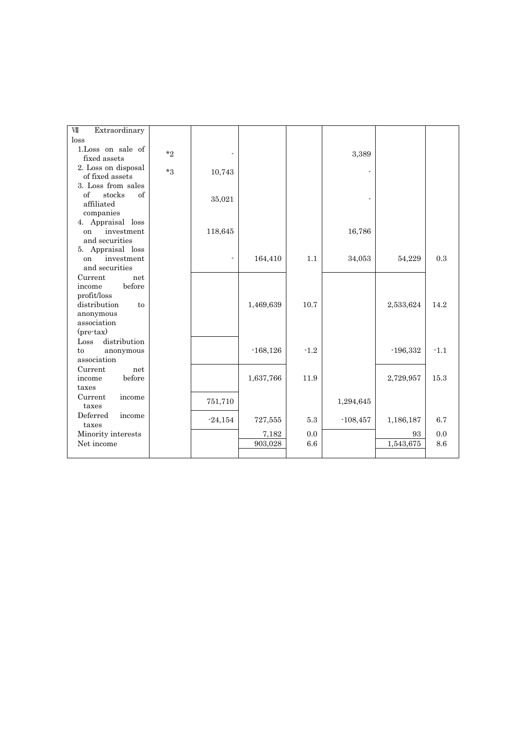| | | | | | | | |
|---|---|---|---|---|---|---|---|
| Ⅶ Extraordinary loss | | | | | | | |
| 1.Loss on sale of fixed assets | *2 | - | | | 3,389 | | |
| 2. Loss on disposal of fixed assets | *3 | 10,743 | | | - | | |
| 3. Loss from sales of stocks of affiliated companies | | 35,021 | | | - | | |
| 4. Appraisal loss on investment and securities | | 118,645 | | | 16,786 | | |
| 5. Appraisal loss on investment and securities | | - | 164,410 | 1.1 | 34,053 | 54,229 | 0.3 |
| Current net income before profit/loss distribution to anonymous association (pre-tax) | | | 1,469,639 | 10.7 | | 2,533,624 | 14.2 |
| Loss distribution to anonymous association | | | -168,126 | -1.2 | | -196,332 | -1.1 |
| Current net income before taxes | | | 1,637,766 | 11.9 | | 2,729,957 | 15.3 |
| Current income taxes | | 751,710 | | | 1,294,645 | | |
| Deferred income taxes | | -24,154 | 727,555 | 5.3 | -108,457 | 1,186,187 | 6.7 |
| Minority interests | | | 7,182 | 0.0 | | 93 | 0.0 |
| Net income | | | 903,028 | 6.6 | | 1,543,675 | 8.6 |